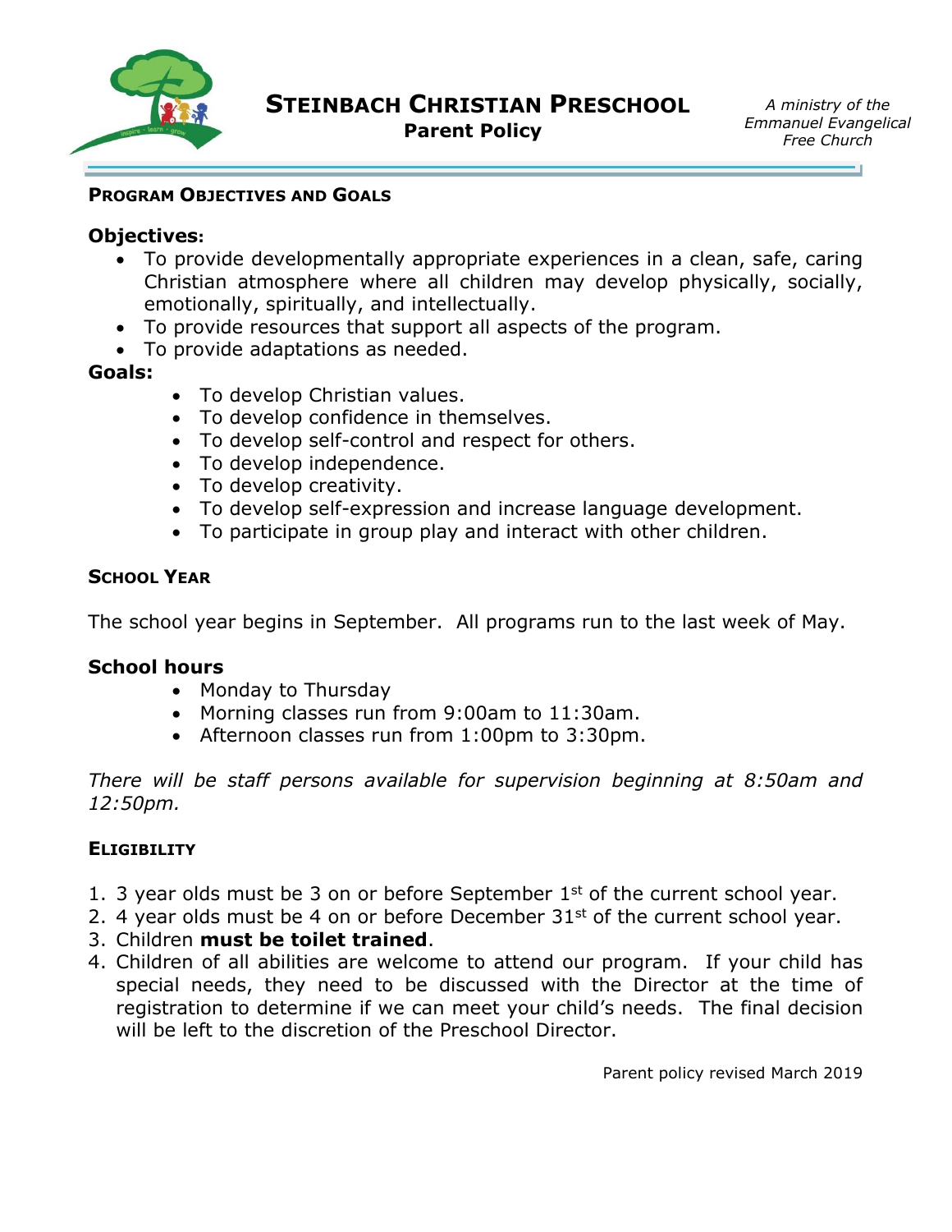# Steinbach Christian Preschool

## Parent Policy

*A ministry of the Emmanuel Evangelical Free Church*

### Program Objectives and Goals

**Objectives:**

- To provide developmentally appropriate experiences in a clean, safe, caring Christian atmosphere where all children may develop physically, socially, emotionally, spiritually, and intellectually.
- To provide resources that support all aspects of the program.
- To provide adaptations as needed.

**Goals:**

- To develop Christian values.
- To develop confidence in themselves.
- To develop self-control and respect for others.
- To develop independence.
- To develop creativity.
- To develop self-expression and increase language development.
- To participate in group play and interact with other children.

### School Year

The school year begins in September. All programs run to the last week of May.

**School hours**

- Monday to Thursday
- Morning classes run from 9:00am to 11:30am.
- Afternoon classes run from 1:00pm to 3:30pm.

*There will be staff persons available for supervision beginning at 8:50am and 12:50pm.*

### Eligibility

1. 3 year olds must be 3 on or before September 1st of the current school year.
2. 4 year olds must be 4 on or before December 31st of the current school year.
3. Children **must be toilet trained**.
4. Children of all abilities are welcome to attend our program. If your child has special needs, they need to be discussed with the Director at the time of registration to determine if we can meet your child's needs. The final decision will be left to the discretion of the Preschool Director.

Parent policy revised March 2019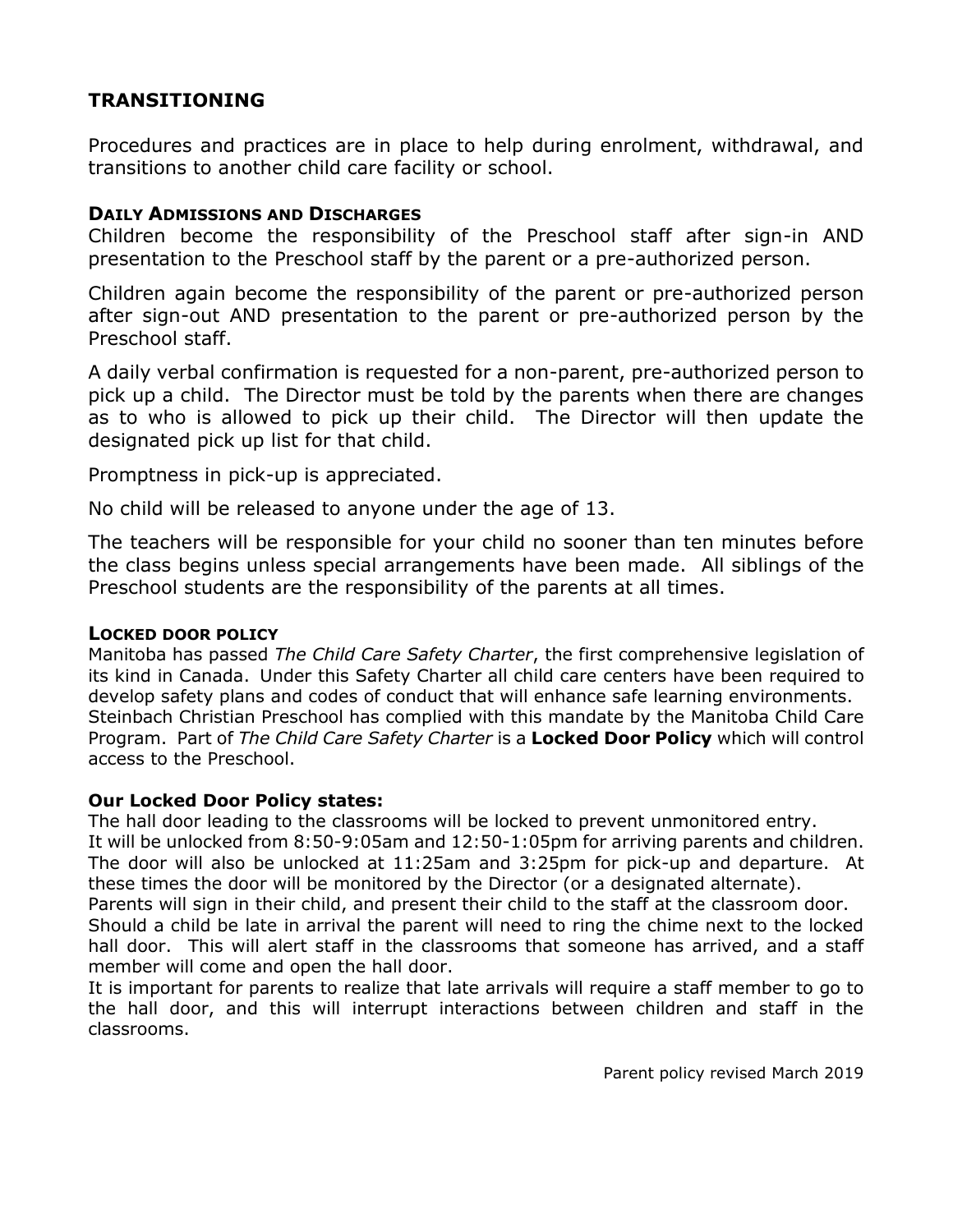## TRANSITIONING

Procedures and practices are in place to help during enrolment, withdrawal, and transitions to another child care facility or school.

### DAILY ADMISSIONS AND DISCHARGES

Children become the responsibility of the Preschool staff after sign-in AND presentation to the Preschool staff by the parent or a pre-authorized person.

Children again become the responsibility of the parent or pre-authorized person after sign-out AND presentation to the parent or pre-authorized person by the Preschool staff.

A daily verbal confirmation is requested for a non-parent, pre-authorized person to pick up a child. The Director must be told by the parents when there are changes as to who is allowed to pick up their child. The Director will then update the designated pick up list for that child.

Promptness in pick-up is appreciated.

No child will be released to anyone under the age of 13.

The teachers will be responsible for your child no sooner than ten minutes before the class begins unless special arrangements have been made. All siblings of the Preschool students are the responsibility of the parents at all times.

### LOCKED DOOR POLICY

Manitoba has passed *The Child Care Safety Charter*, the first comprehensive legislation of its kind in Canada. Under this Safety Charter all child care centers have been required to develop safety plans and codes of conduct that will enhance safe learning environments. Steinbach Christian Preschool has complied with this mandate by the Manitoba Child Care Program. Part of *The Child Care Safety Charter* is a **Locked Door Policy** which will control access to the Preschool.

**Our Locked Door Policy states:**

The hall door leading to the classrooms will be locked to prevent unmonitored entry.
It will be unlocked from 8:50-9:05am and 12:50-1:05pm for arriving parents and children. The door will also be unlocked at 11:25am and 3:25pm for pick-up and departure. At these times the door will be monitored by the Director (or a designated alternate).
Parents will sign in their child, and present their child to the staff at the classroom door.
Should a child be late in arrival the parent will need to ring the chime next to the locked hall door. This will alert staff in the classrooms that someone has arrived, and a staff member will come and open the hall door.
It is important for parents to realize that late arrivals will require a staff member to go to the hall door, and this will interrupt interactions between children and staff in the classrooms.

Parent policy revised March 2019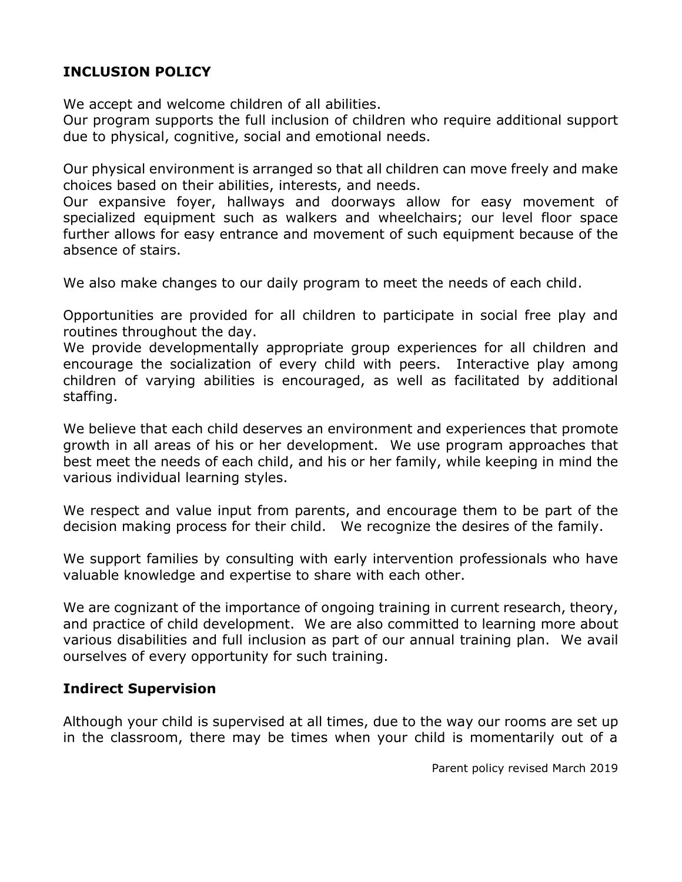## INCLUSION POLICY

We accept and welcome children of all abilities.
Our program supports the full inclusion of children who require additional support due to physical, cognitive, social and emotional needs.

Our physical environment is arranged so that all children can move freely and make choices based on their abilities, interests, and needs.
Our expansive foyer, hallways and doorways allow for easy movement of specialized equipment such as walkers and wheelchairs; our level floor space further allows for easy entrance and movement of such equipment because of the absence of stairs.

We also make changes to our daily program to meet the needs of each child.

Opportunities are provided for all children to participate in social free play and routines throughout the day.
We provide developmentally appropriate group experiences for all children and encourage the socialization of every child with peers. Interactive play among children of varying abilities is encouraged, as well as facilitated by additional staffing.

We believe that each child deserves an environment and experiences that promote growth in all areas of his or her development. We use program approaches that best meet the needs of each child, and his or her family, while keeping in mind the various individual learning styles.

We respect and value input from parents, and encourage them to be part of the decision making process for their child. We recognize the desires of the family.

We support families by consulting with early intervention professionals who have valuable knowledge and expertise to share with each other.

We are cognizant of the importance of ongoing training in current research, theory, and practice of child development. We are also committed to learning more about various disabilities and full inclusion as part of our annual training plan. We avail ourselves of every opportunity for such training.

### Indirect Supervision

Although your child is supervised at all times, due to the way our rooms are set up in the classroom, there may be times when your child is momentarily out of a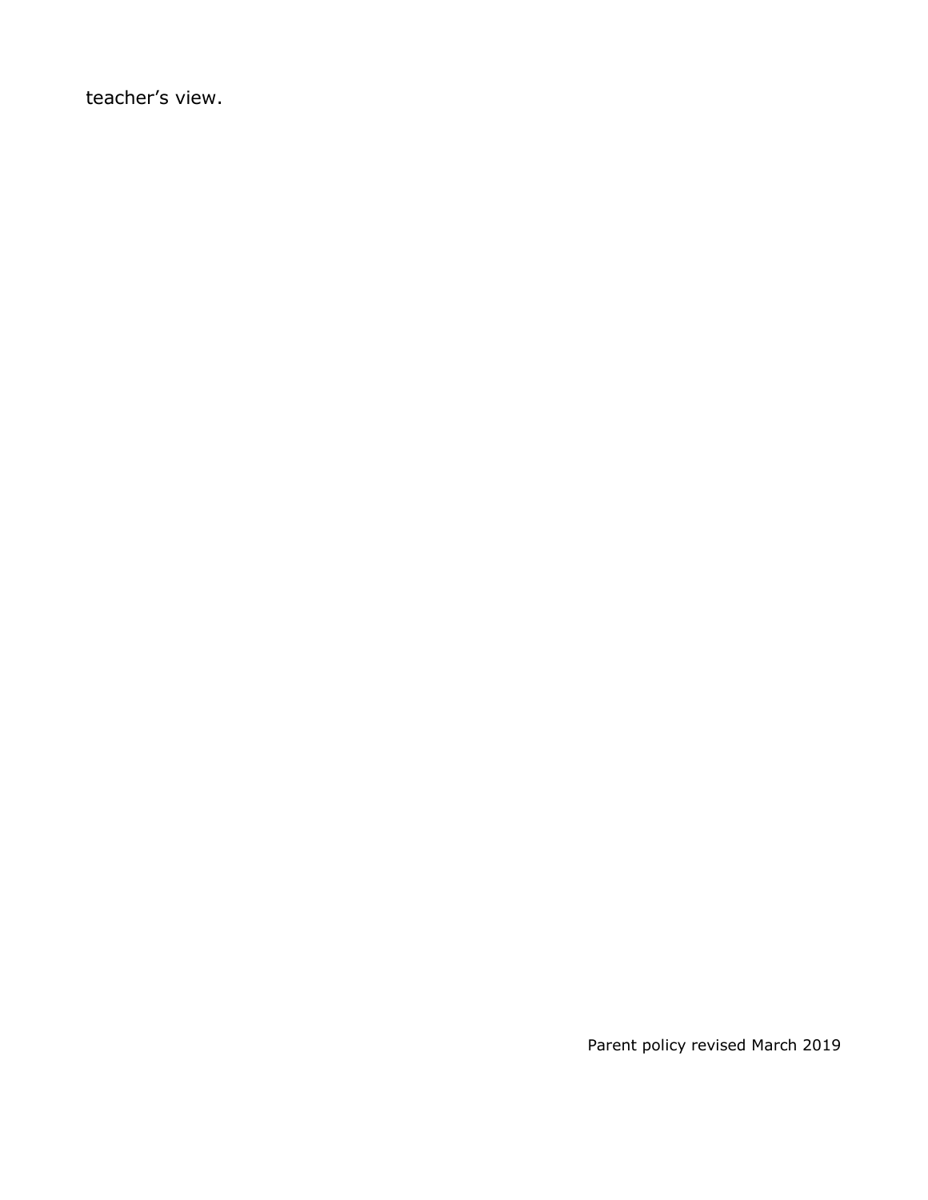teacher's view.

Parent policy revised March 2019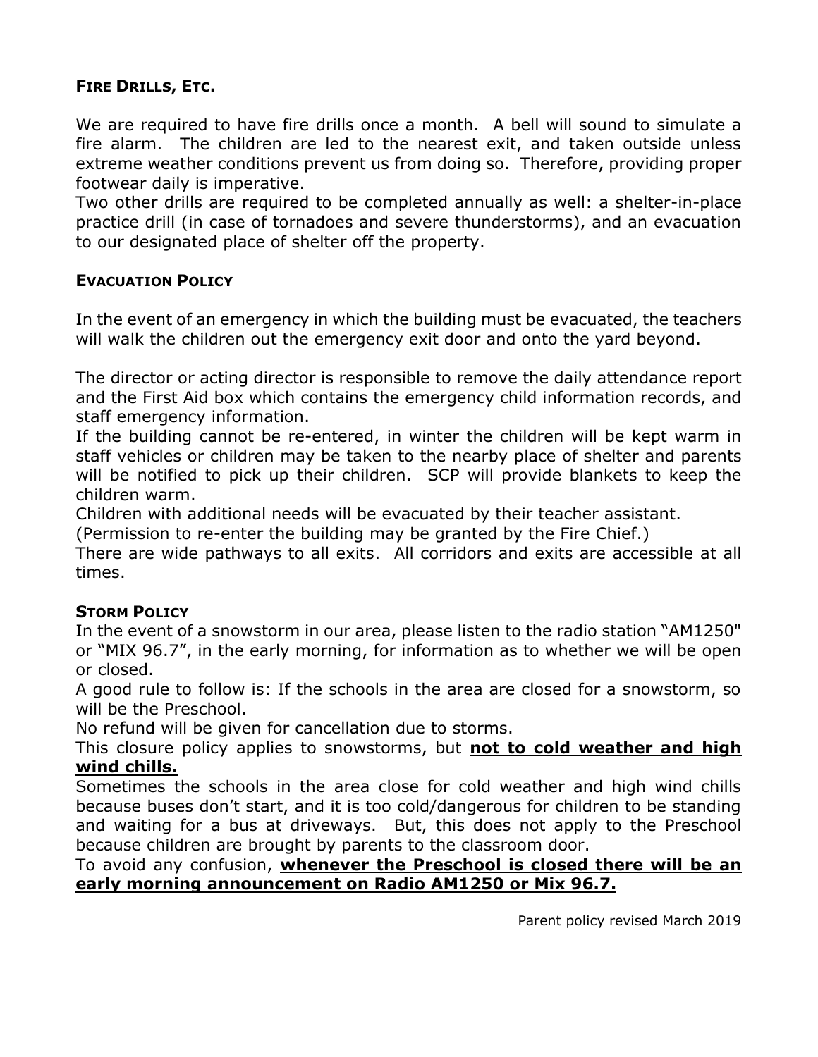### Fire Drills, Etc.

We are required to have fire drills once a month. A bell will sound to simulate a fire alarm. The children are led to the nearest exit, and taken outside unless extreme weather conditions prevent us from doing so. Therefore, providing proper footwear daily is imperative.

Two other drills are required to be completed annually as well: a shelter-in-place practice drill (in case of tornadoes and severe thunderstorms), and an evacuation to our designated place of shelter off the property.

### Evacuation Policy

In the event of an emergency in which the building must be evacuated, the teachers will walk the children out the emergency exit door and onto the yard beyond.

The director or acting director is responsible to remove the daily attendance report and the First Aid box which contains the emergency child information records, and staff emergency information.

If the building cannot be re-entered, in winter the children will be kept warm in staff vehicles or children may be taken to the nearby place of shelter and parents will be notified to pick up their children. SCP will provide blankets to keep the children warm.

Children with additional needs will be evacuated by their teacher assistant.

(Permission to re-enter the building may be granted by the Fire Chief.)

There are wide pathways to all exits. All corridors and exits are accessible at all times.

### Storm Policy

In the event of a snowstorm in our area, please listen to the radio station "AM1250" or "MIX 96.7", in the early morning, for information as to whether we will be open or closed.

A good rule to follow is: If the schools in the area are closed for a snowstorm, so will be the Preschool.

No refund will be given for cancellation due to storms.

This closure policy applies to snowstorms, but **<u>not to cold weather and high wind chills.</u>**

Sometimes the schools in the area close for cold weather and high wind chills because buses don't start, and it is too cold/dangerous for children to be standing and waiting for a bus at driveways. But, this does not apply to the Preschool because children are brought by parents to the classroom door.

To avoid any confusion, **<u>whenever the Preschool is closed there will be an early morning announcement on Radio AM1250 or Mix 96.7.</u>**

Parent policy revised March 2019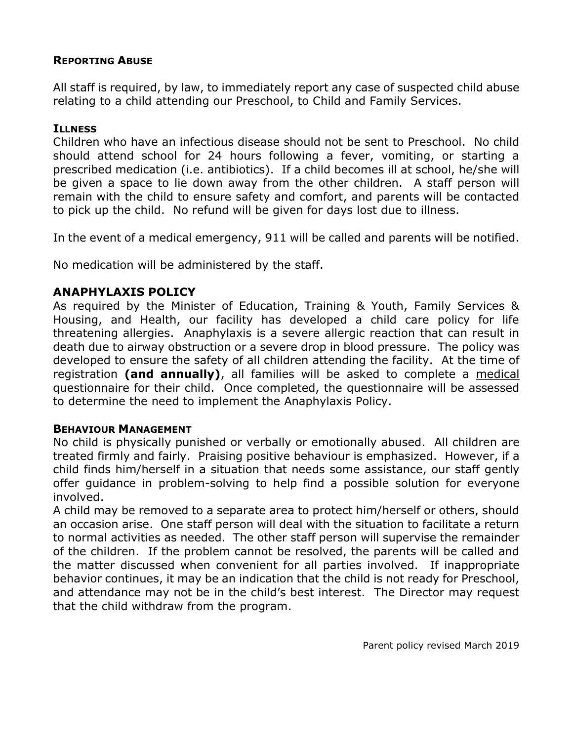### Reporting Abuse

All staff is required, by law, to immediately report any case of suspected child abuse relating to a child attending our Preschool, to Child and Family Services.

### Illness

Children who have an infectious disease should not be sent to Preschool. No child should attend school for 24 hours following a fever, vomiting, or starting a prescribed medication (i.e. antibiotics). If a child becomes ill at school, he/she will be given a space to lie down away from the other children. A staff person will remain with the child to ensure safety and comfort, and parents will be contacted to pick up the child. No refund will be given for days lost due to illness.

In the event of a medical emergency, 911 will be called and parents will be notified.

No medication will be administered by the staff.

## ANAPHYLAXIS POLICY

As required by the Minister of Education, Training & Youth, Family Services & Housing, and Health, our facility has developed a child care policy for life threatening allergies. Anaphylaxis is a severe allergic reaction that can result in death due to airway obstruction or a severe drop in blood pressure. The policy was developed to ensure the safety of all children attending the facility. At the time of registration **(and annually)**, all families will be asked to complete a medical questionnaire for their child. Once completed, the questionnaire will be assessed to determine the need to implement the Anaphylaxis Policy.

### Behaviour Management

No child is physically punished or verbally or emotionally abused. All children are treated firmly and fairly. Praising positive behaviour is emphasized. However, if a child finds him/herself in a situation that needs some assistance, our staff gently offer guidance in problem-solving to help find a possible solution for everyone involved.

A child may be removed to a separate area to protect him/herself or others, should an occasion arise. One staff person will deal with the situation to facilitate a return to normal activities as needed. The other staff person will supervise the remainder of the children. If the problem cannot be resolved, the parents will be called and the matter discussed when convenient for all parties involved. If inappropriate behavior continues, it may be an indication that the child is not ready for Preschool, and attendance may not be in the child's best interest. The Director may request that the child withdraw from the program.

Parent policy revised March 2019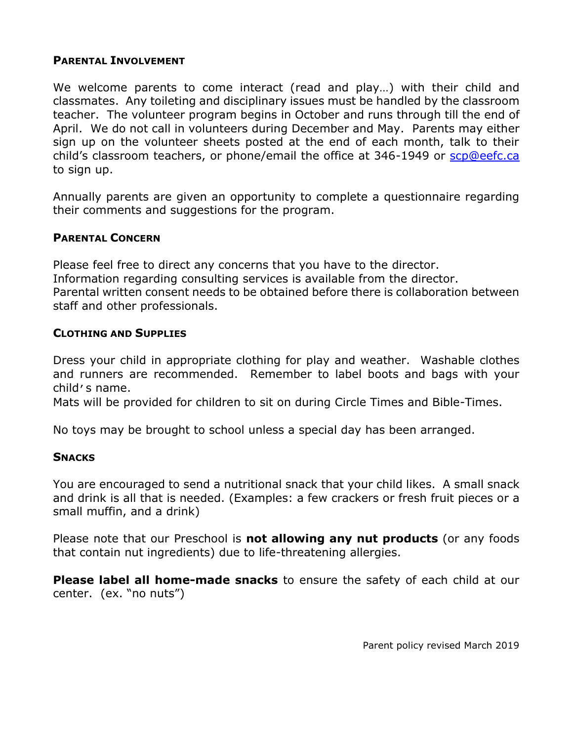## Parental Involvement

We welcome parents to come interact (read and play…) with their child and classmates. Any toileting and disciplinary issues must be handled by the classroom teacher. The volunteer program begins in October and runs through till the end of April. We do not call in volunteers during December and May. Parents may either sign up on the volunteer sheets posted at the end of each month, talk to their child's classroom teachers, or phone/email the office at 346-1949 or scp@eefc.ca to sign up.

Annually parents are given an opportunity to complete a questionnaire regarding their comments and suggestions for the program.

## Parental Concern

Please feel free to direct any concerns that you have to the director.
Information regarding consulting services is available from the director.
Parental written consent needs to be obtained before there is collaboration between staff and other professionals.

## Clothing and Supplies

Dress your child in appropriate clothing for play and weather. Washable clothes and runners are recommended. Remember to label boots and bags with your child's name.
Mats will be provided for children to sit on during Circle Times and Bible-Times.

No toys may be brought to school unless a special day has been arranged.

## Snacks

You are encouraged to send a nutritional snack that your child likes. A small snack and drink is all that is needed. (Examples: a few crackers or fresh fruit pieces or a small muffin, and a drink)

Please note that our Preschool is **not allowing any nut products** (or any foods that contain nut ingredients) due to life-threatening allergies.

**Please label all home-made snacks** to ensure the safety of each child at our center. (ex. "no nuts")

Parent policy revised March 2019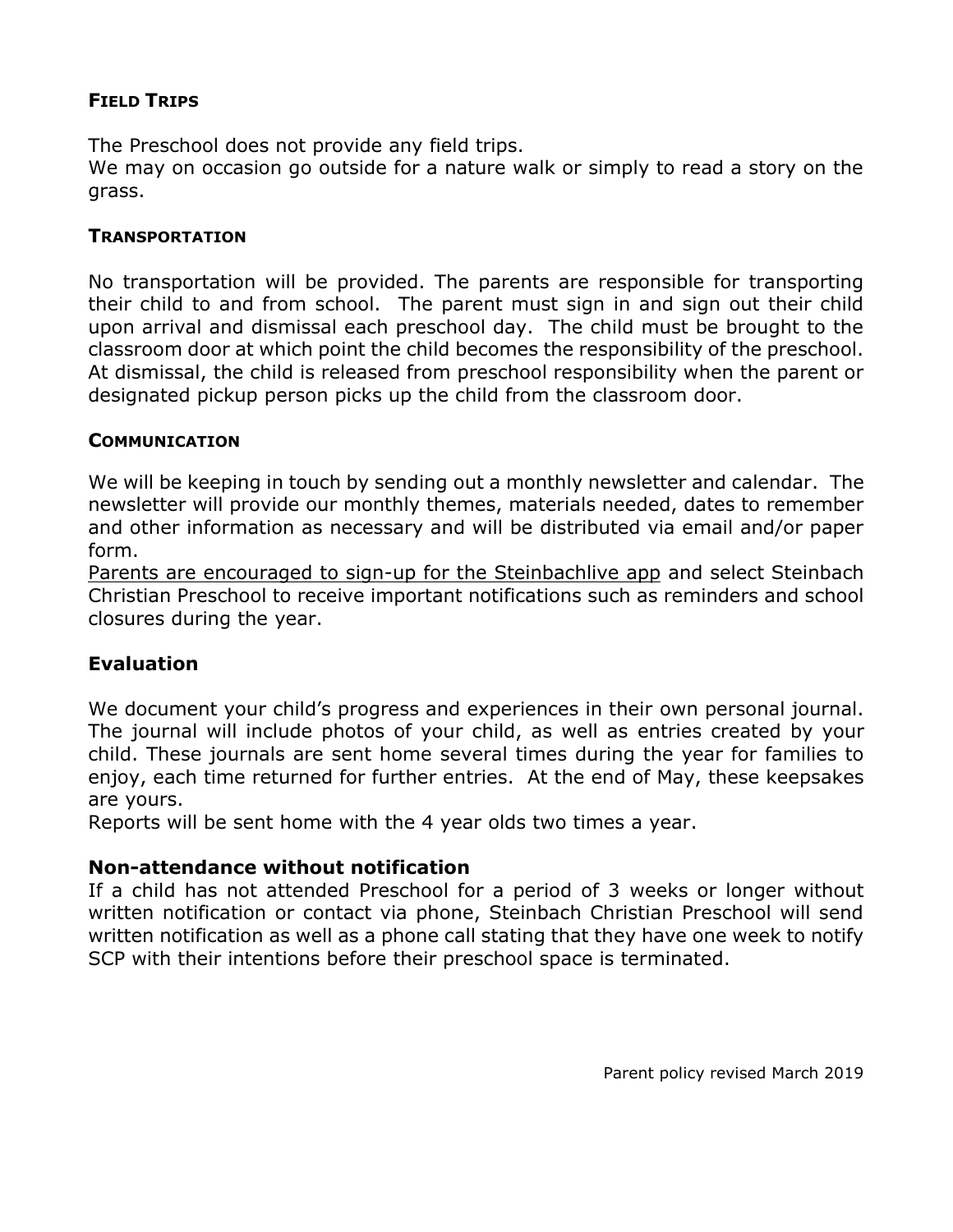## FIELD TRIPS

The Preschool does not provide any field trips.
We may on occasion go outside for a nature walk or simply to read a story on the grass.

## TRANSPORTATION

No transportation will be provided. The parents are responsible for transporting their child to and from school. The parent must sign in and sign out their child upon arrival and dismissal each preschool day. The child must be brought to the classroom door at which point the child becomes the responsibility of the preschool. At dismissal, the child is released from preschool responsibility when the parent or designated pickup person picks up the child from the classroom door.

## COMMUNICATION

We will be keeping in touch by sending out a monthly newsletter and calendar. The newsletter will provide our monthly themes, materials needed, dates to remember and other information as necessary and will be distributed via email and/or paper form.
Parents are encouraged to sign-up for the Steinbachlive app and select Steinbach Christian Preschool to receive important notifications such as reminders and school closures during the year.

## Evaluation

We document your child's progress and experiences in their own personal journal. The journal will include photos of your child, as well as entries created by your child. These journals are sent home several times during the year for families to enjoy, each time returned for further entries. At the end of May, these keepsakes are yours.
Reports will be sent home with the 4 year olds two times a year.

## Non-attendance without notification

If a child has not attended Preschool for a period of 3 weeks or longer without written notification or contact via phone, Steinbach Christian Preschool will send written notification as well as a phone call stating that they have one week to notify SCP with their intentions before their preschool space is terminated.

Parent policy revised March 2019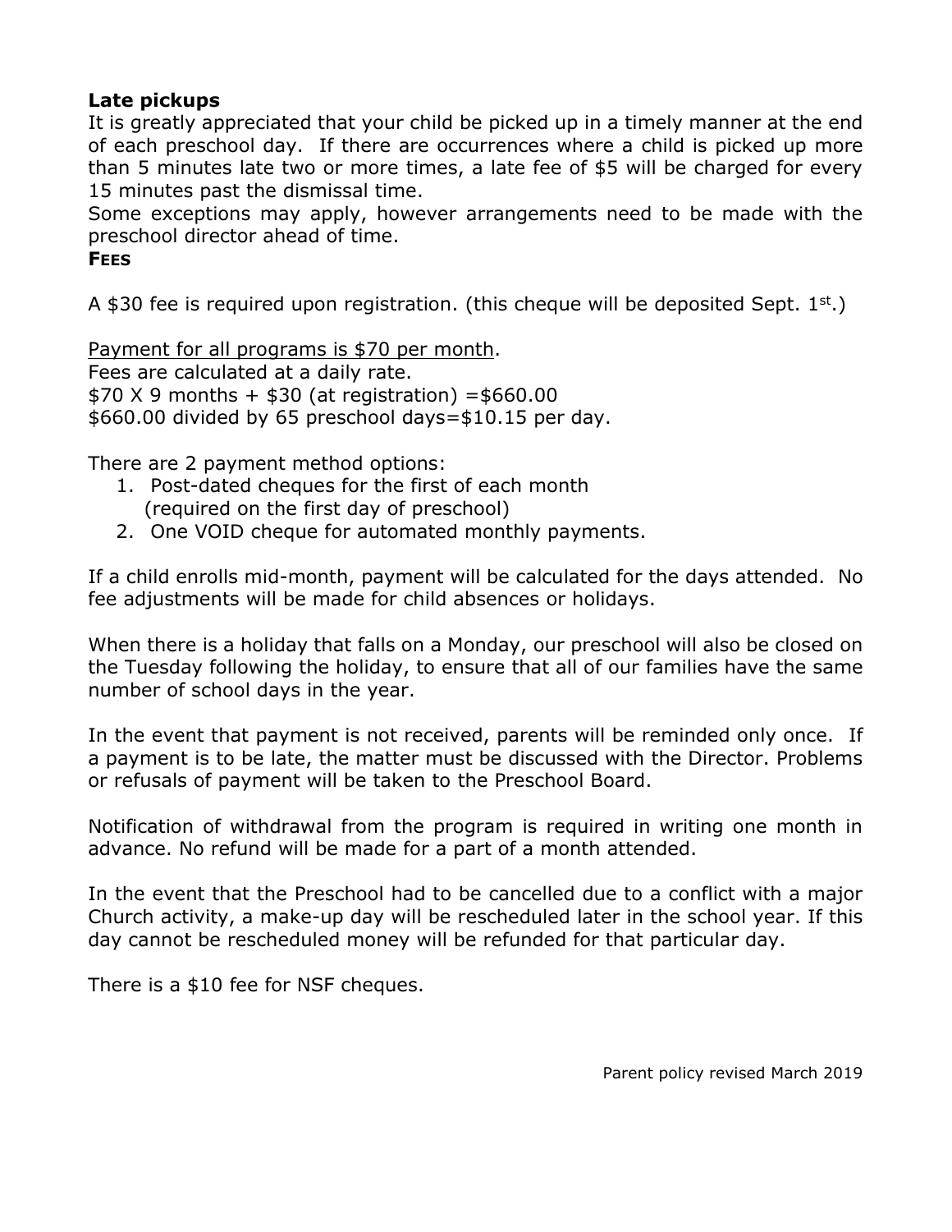**Late pickups**

It is greatly appreciated that your child be picked up in a timely manner at the end of each preschool day. If there are occurrences where a child is picked up more than 5 minutes late two or more times, a late fee of $5 will be charged for every 15 minutes past the dismissal time.

Some exceptions may apply, however arrangements need to be made with the preschool director ahead of time.

**FEES**

A $30 fee is required upon registration. (this cheque will be deposited Sept. 1st.)

Payment for all programs is $70 per month.

Fees are calculated at a daily rate.

$70 X 9 months + $30 (at registration) =$660.00

$660.00 divided by 65 preschool days=$10.15 per day.

There are 2 payment method options:

1. Post-dated cheques for the first of each month (required on the first day of preschool)
2. One VOID cheque for automated monthly payments.

If a child enrolls mid-month, payment will be calculated for the days attended. No fee adjustments will be made for child absences or holidays.

When there is a holiday that falls on a Monday, our preschool will also be closed on the Tuesday following the holiday, to ensure that all of our families have the same number of school days in the year.

In the event that payment is not received, parents will be reminded only once. If a payment is to be late, the matter must be discussed with the Director. Problems or refusals of payment will be taken to the Preschool Board.

Notification of withdrawal from the program is required in writing one month in advance. No refund will be made for a part of a month attended.

In the event that the Preschool had to be cancelled due to a conflict with a major Church activity, a make-up day will be rescheduled later in the school year. If this day cannot be rescheduled money will be refunded for that particular day.

There is a $10 fee for NSF cheques.

Parent policy revised March 2019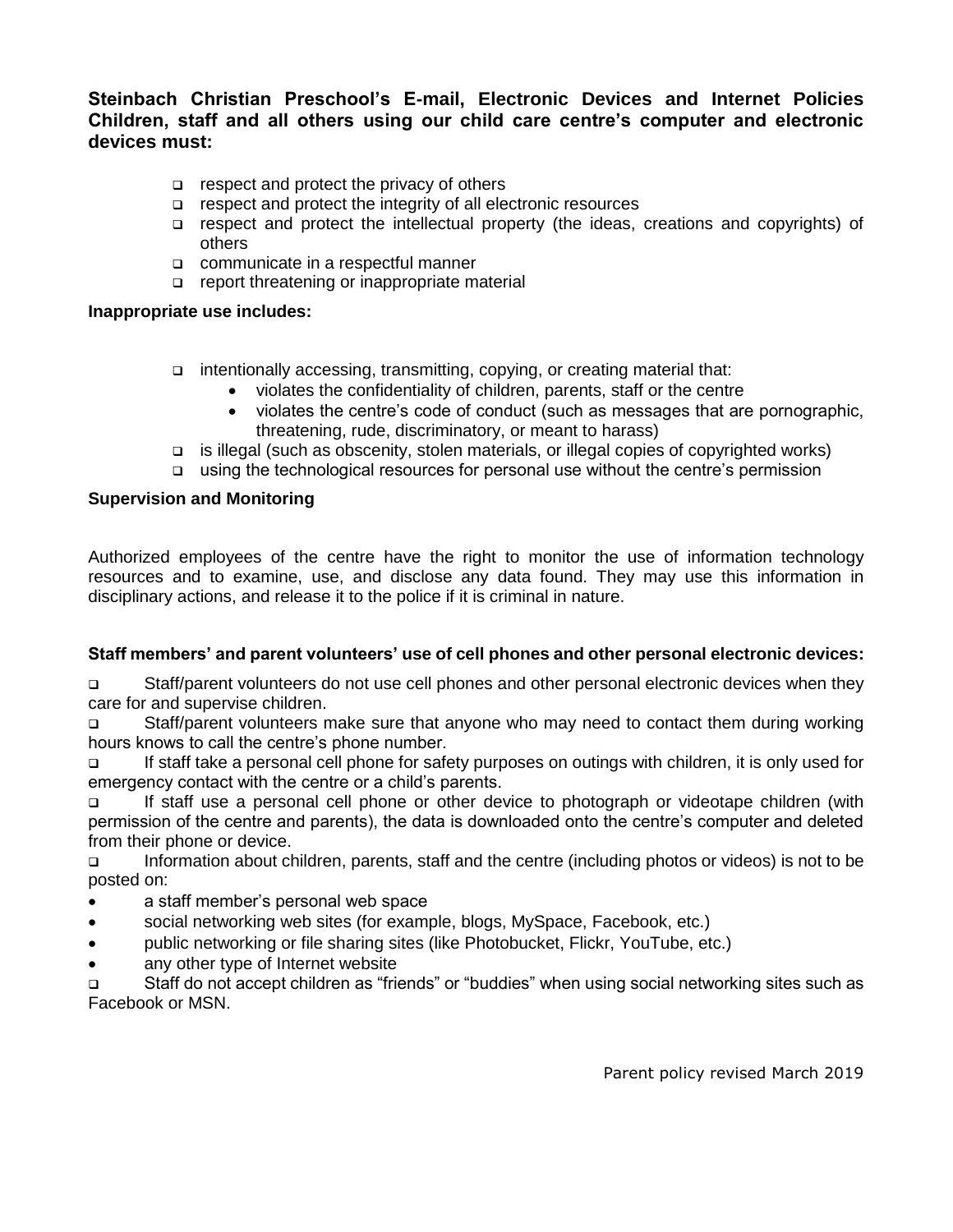**Steinbach Christian Preschool's E-mail, Electronic Devices and Internet Policies Children, staff and all others using our child care centre's computer and electronic devices must:**

- respect and protect the privacy of others
- respect and protect the integrity of all electronic resources
- respect and protect the intellectual property (the ideas, creations and copyrights) of others
- communicate in a respectful manner
- report threatening or inappropriate material

**Inappropriate use includes:**

- intentionally accessing, transmitting, copying, or creating material that:
    - violates the confidentiality of children, parents, staff or the centre
    - violates the centre's code of conduct (such as messages that are pornographic, threatening, rude, discriminatory, or meant to harass)
- is illegal (such as obscenity, stolen materials, or illegal copies of copyrighted works)
- using the technological resources for personal use without the centre's permission

**Supervision and Monitoring**

Authorized employees of the centre have the right to monitor the use of information technology resources and to examine, use, and disclose any data found. They may use this information in disciplinary actions, and release it to the police if it is criminal in nature.

**Staff members' and parent volunteers' use of cell phones and other personal electronic devices:**

- Staff/parent volunteers do not use cell phones and other personal electronic devices when they care for and supervise children.
- Staff/parent volunteers make sure that anyone who may need to contact them during working hours knows to call the centre's phone number.
- If staff take a personal cell phone for safety purposes on outings with children, it is only used for emergency contact with the centre or a child's parents.
- If staff use a personal cell phone or other device to photograph or videotape children (with permission of the centre and parents), the data is downloaded onto the centre's computer and deleted from their phone or device.
- Information about children, parents, staff and the centre (including photos or videos) is not to be posted on:
    - a staff member's personal web space
    - social networking web sites (for example, blogs, MySpace, Facebook, etc.)
    - public networking or file sharing sites (like Photobucket, Flickr, YouTube, etc.)
    - any other type of Internet website
- Staff do not accept children as "friends" or "buddies" when using social networking sites such as Facebook or MSN.

Parent policy revised March 2019